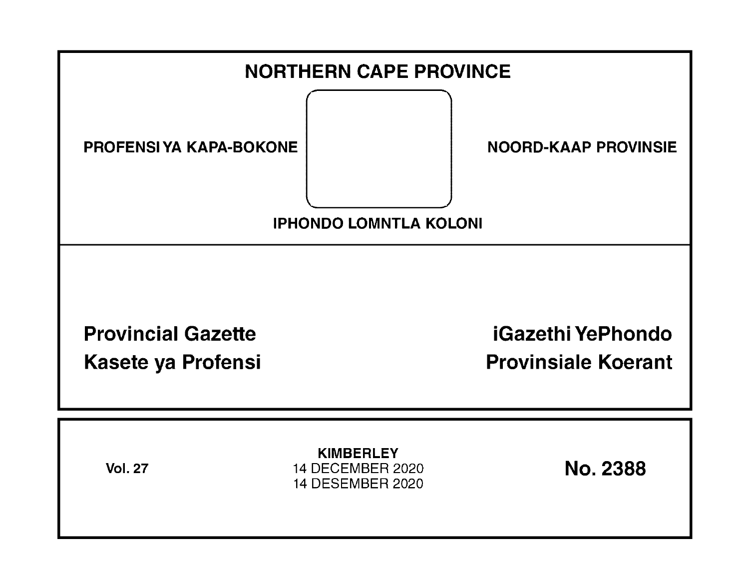# NORTHERN CAPE PROVINCE

PROFENSI YA KAPA-BOKONE

NOORD-KAAP PROVINSIE

IPHONDO LOMNTLA KOLONI

## Provincial Gazette
## Kasete ya Profensi

## iGazethi YePhondo
## Provinsiale Koerant

Vol. 27

**KIMBERLEY**
14 DECEMBER 2020
14 DESEMBER 2020

**No. 2388**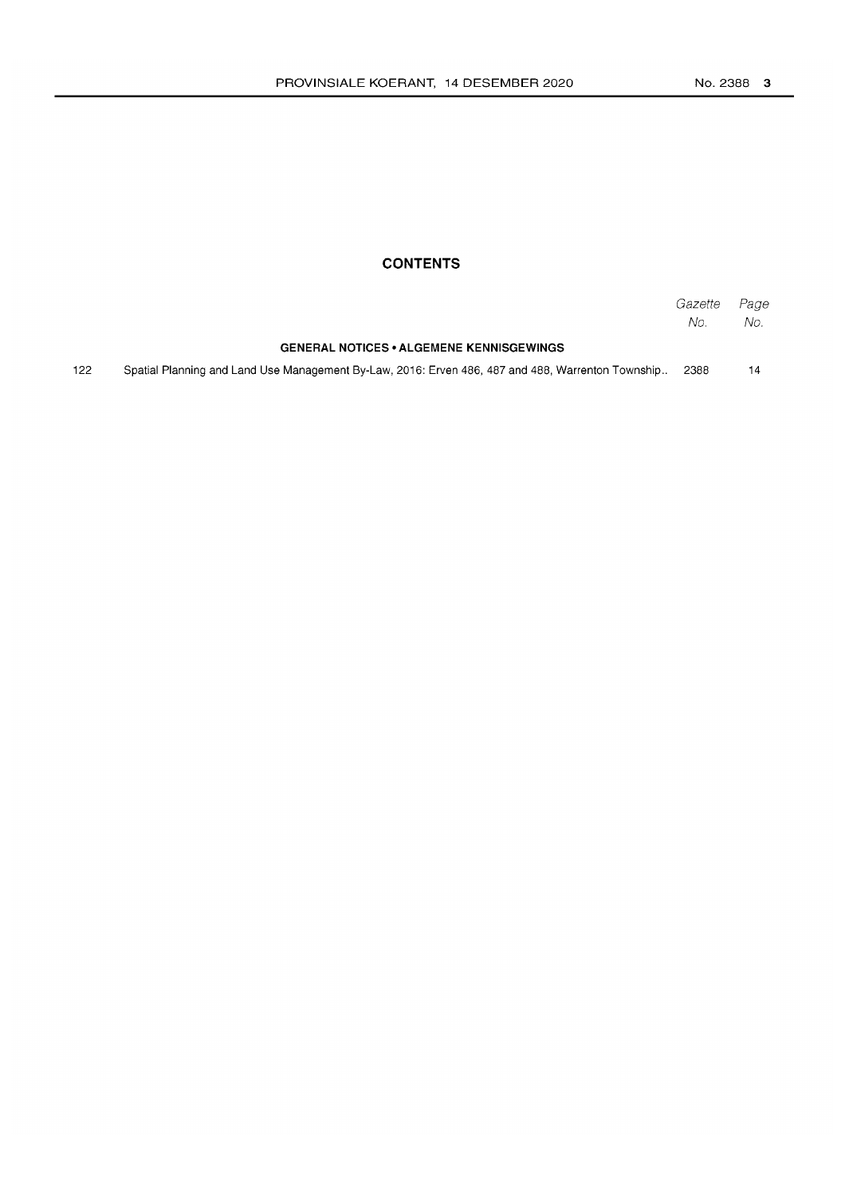## CONTENTS

| | | Gazette No. | Page No. |
|---|---|---|---|
| | **GENERAL NOTICES • ALGEMENE KENNISGEWINGS** | | |
| 122 | Spatial Planning and Land Use Management By-Law, 2016: Erven 486, 487 and 488, Warrenton Township.. | 2388 | 14 |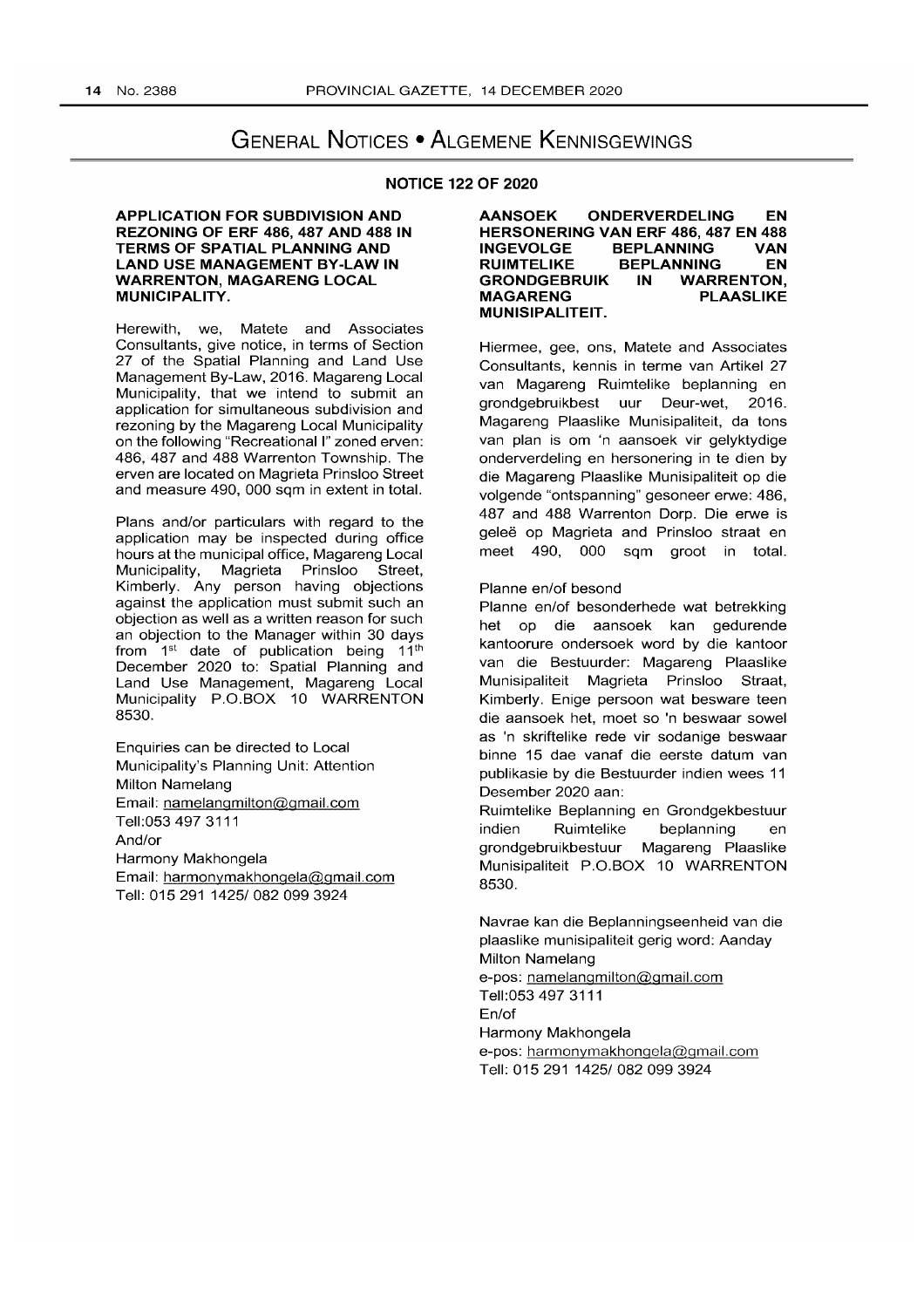# GENERAL NOTICES • ALGEMENE KENNISGEWINGS

## NOTICE 122 OF 2020

**APPLICATION FOR SUBDIVISION AND REZONING OF ERF 486, 487 AND 488 IN TERMS OF SPATIAL PLANNING AND LAND USE MANAGEMENT BY-LAW IN WARRENTON, MAGARENG LOCAL MUNICIPALITY.**

Herewith, we, Matete and Associates Consultants, give notice, in terms of Section 27 of the Spatial Planning and Land Use Management By-Law, 2016. Magareng Local Municipality, that we intend to submit an application for simultaneous subdivision and rezoning by the Magareng Local Municipality on the following "Recreational I" zoned erven: 486, 487 and 488 Warrenton Township. The erven are located on Magrieta Prinsloo Street and measure 490, 000 sqm in extent in total.

Plans and/or particulars with regard to the application may be inspected during office hours at the municipal office, Magareng Local Municipality, Magrieta Prinsloo Street, Kimberly. Any person having objections against the application must submit such an objection as well as a written reason for such an objection to the Manager within 30 days from 1st date of publication being 11th December 2020 to: Spatial Planning and Land Use Management, Magareng Local Municipality P.O.BOX 10 WARRENTON 8530.

Enquiries can be directed to Local Municipality's Planning Unit: Attention Milton Namelang
Email: namelangmilton@gmail.com
Tell:053 497 3111
And/or
Harmony Makhongela
Email: harmonymakhongela@gmail.com
Tell: 015 291 1425/ 082 099 3924

**AANSOEK ONDERVERDELING EN HERSONERING VAN ERF 486, 487 EN 488 INGEVOLGE BEPLANNING VAN RUIMTELIKE BEPLANNING EN GRONDGEBRUIK IN WARRENTON, MAGARENG PLAASLIKE MUNISIPALITEIT.**

Hiermee, gee, ons, Matete and Associates Consultants, kennis in terme van Artikel 27 van Magareng Ruimtelike beplanning en grondgebruikbest uur Deur-wet, 2016. Magareng Plaaslike Munisipaliteit, da tons van plan is om 'n aansoek vir gelyktydige onderverdeling en hersonering in te dien by die Magareng Plaaslike Munisipaliteit op die volgende "ontspanning" gesoneer erwe: 486, 487 and 488 Warrenton Dorp. Die erwe is geleë op Magrieta and Prinsloo straat en meet 490, 000 sqm groot in total.

Planne en/of besond

Planne en/of besonderhede wat betrekking het op die aansoek kan gedurende kantoorure ondersoek word by die kantoor van die Bestuurder: Magareng Plaaslike Munisipaliteit Magrieta Prinsloo Straat, Kimberly. Enige persoon wat besware teen die aansoek het, moet so 'n beswaar sowel as 'n skriftelike rede vir sodanige beswaar binne 15 dae vanaf die eerste datum van publikasie by die Bestuurder indien wees 11 Desember 2020 aan:

Ruimtelike Beplanning en Grondgekbestuur indien Ruimtelike beplanning en grondgebruikbestuur Magareng Plaaslike Munisipaliteit P.O.BOX 10 WARRENTON 8530.

Navrae kan die Beplanningseenheid van die plaaslike munisipaliteit gerig word: Aanday Milton Namelang
e-pos: namelangmilton@gmail.com
Tell:053 497 3111
En/of
Harmony Makhongela
e-pos: harmonymakhongela@gmail.com
Tell: 015 291 1425/ 082 099 3924